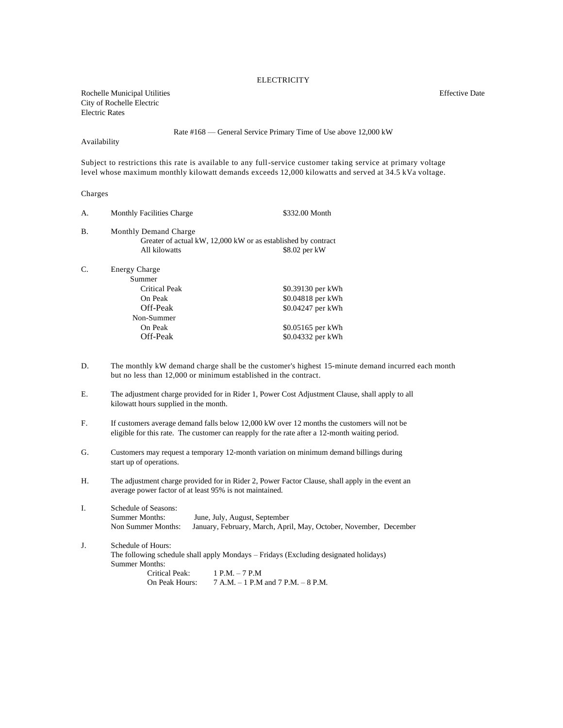ELECTRICITY

Rochelle Municipal Utilities
City of Rochelle Electric
Electric Rates

Effective Date

## Rate #168 — General Service Primary Time of Use above 12,000 kW

Availability

Subject to restrictions this rate is available to any full-service customer taking service at primary voltage level whose maximum monthly kilowatt demands exceeds 12,000 kilowatts and served at 34.5 kVa voltage.

Charges

A. Monthly Facilities Charge — $332.00 Month

B. Monthly Demand Charge
 Greater of actual kW, 12,000 kW or as established by contract
 All kilowatts — $8.02 per kW

C. Energy Charge

| | |
|---|---|
| **Summer** | |
| Critical Peak | $0.39130 per kWh |
| On Peak | $0.04818 per kWh |
| Off-Peak | $0.04247 per kWh |
| **Non-Summer** | |
| On Peak | $0.05165 per kWh |
| Off-Peak | $0.04332 per kWh |

D. The monthly kW demand charge shall be the customer's highest 15-minute demand incurred each month but no less than 12,000 or minimum established in the contract.

E. The adjustment charge provided for in Rider 1, Power Cost Adjustment Clause, shall apply to all kilowatt hours supplied in the month.

F. If customers average demand falls below 12,000 kW over 12 months the customers will not be eligible for this rate. The customer can reapply for the rate after a 12-month waiting period.

G. Customers may request a temporary 12-month variation on minimum demand billings during start up of operations.

H. The adjustment charge provided for in Rider 2, Power Factor Clause, shall apply in the event an average power factor of at least 95% is not maintained.

I. Schedule of Seasons:
 Summer Months: June, July, August, September
 Non Summer Months: January, February, March, April, May, October, November, December

J. Schedule of Hours:
 The following schedule shall apply Mondays – Fridays (Excluding designated holidays)
 Summer Months:
 Critical Peak: 1 P.M. – 7 P.M
 On Peak Hours: 7 A.M. – 1 P.M and 7 P.M. – 8 P.M.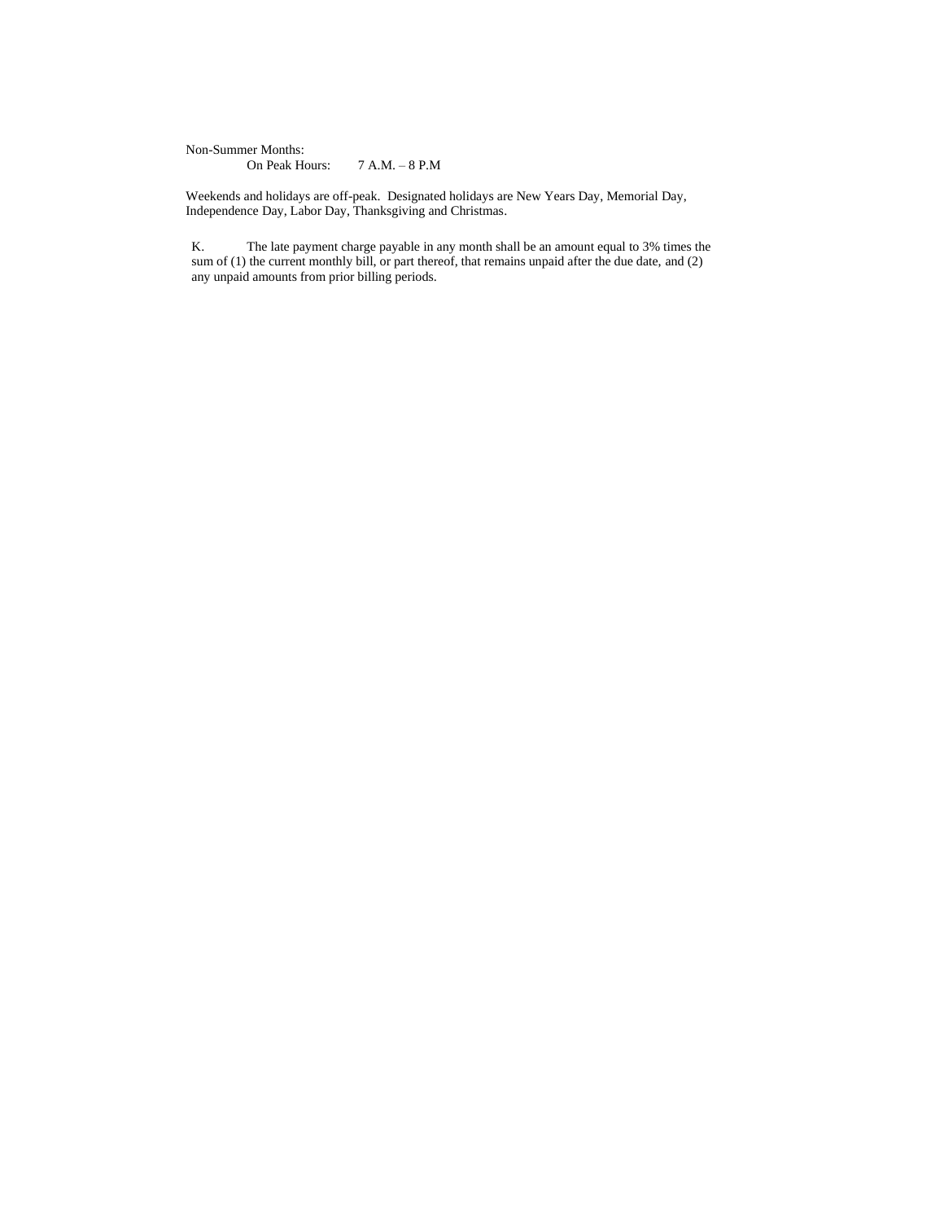Non-Summer Months:

On Peak Hours: 7 A.M. – 8 P.M

Weekends and holidays are off-peak. Designated holidays are New Years Day, Memorial Day, Independence Day, Labor Day, Thanksgiving and Christmas.

K. The late payment charge payable in any month shall be an amount equal to 3% times the sum of (1) the current monthly bill, or part thereof, that remains unpaid after the due date, and (2) any unpaid amounts from prior billing periods.